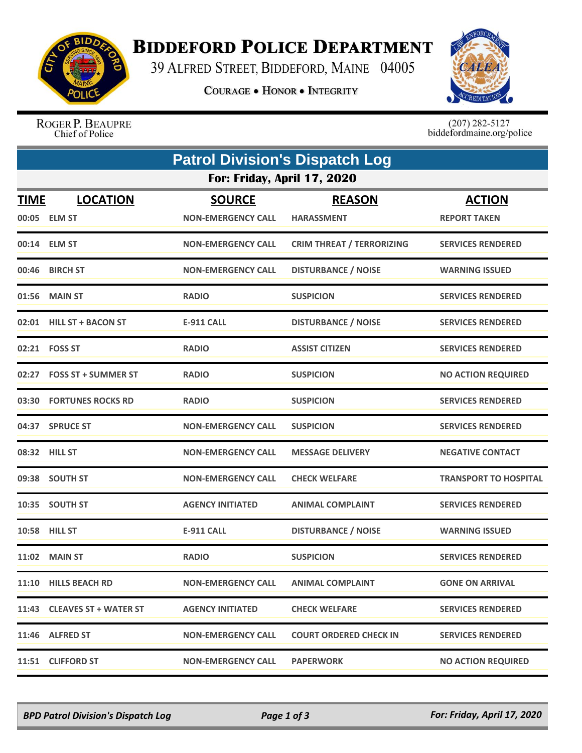# BIDDEFORD POLICE DEPARTMENT

39 ALFRED STREET, BIDDEFORD, MAINE 04005

COURAGE • HONOR • INTEGRITY

ROGER P. BEAUPRE
Chief of Police

(207) 282-5127
biddefordmaine.org/police

## Patrol Division's Dispatch Log

### For: Friday, April 17, 2020

| TIME | LOCATION | SOURCE | REASON | ACTION |
|---|---|---|---|---|
| 00:05 | ELM ST | NON-EMERGENCY CALL | HARASSMENT | REPORT TAKEN |
| 00:14 | ELM ST | NON-EMERGENCY CALL | CRIM THREAT / TERRORIZING | SERVICES RENDERED |
| 00:46 | BIRCH ST | NON-EMERGENCY CALL | DISTURBANCE / NOISE | WARNING ISSUED |
| 01:56 | MAIN ST | RADIO | SUSPICION | SERVICES RENDERED |
| 02:01 | HILL ST + BACON ST | E-911 CALL | DISTURBANCE / NOISE | SERVICES RENDERED |
| 02:21 | FOSS ST | RADIO | ASSIST CITIZEN | SERVICES RENDERED |
| 02:27 | FOSS ST + SUMMER ST | RADIO | SUSPICION | NO ACTION REQUIRED |
| 03:30 | FORTUNES ROCKS RD | RADIO | SUSPICION | SERVICES RENDERED |
| 04:37 | SPRUCE ST | NON-EMERGENCY CALL | SUSPICION | SERVICES RENDERED |
| 08:32 | HILL ST | NON-EMERGENCY CALL | MESSAGE DELIVERY | NEGATIVE CONTACT |
| 09:38 | SOUTH ST | NON-EMERGENCY CALL | CHECK WELFARE | TRANSPORT TO HOSPITAL |
| 10:35 | SOUTH ST | AGENCY INITIATED | ANIMAL COMPLAINT | SERVICES RENDERED |
| 10:58 | HILL ST | E-911 CALL | DISTURBANCE / NOISE | WARNING ISSUED |
| 11:02 | MAIN ST | RADIO | SUSPICION | SERVICES RENDERED |
| 11:10 | HILLS BEACH RD | NON-EMERGENCY CALL | ANIMAL COMPLAINT | GONE ON ARRIVAL |
| 11:43 | CLEAVES ST + WATER ST | AGENCY INITIATED | CHECK WELFARE | SERVICES RENDERED |
| 11:46 | ALFRED ST | NON-EMERGENCY CALL | COURT ORDERED CHECK IN | SERVICES RENDERED |
| 11:51 | CLIFFORD ST | NON-EMERGENCY CALL | PAPERWORK | NO ACTION REQUIRED |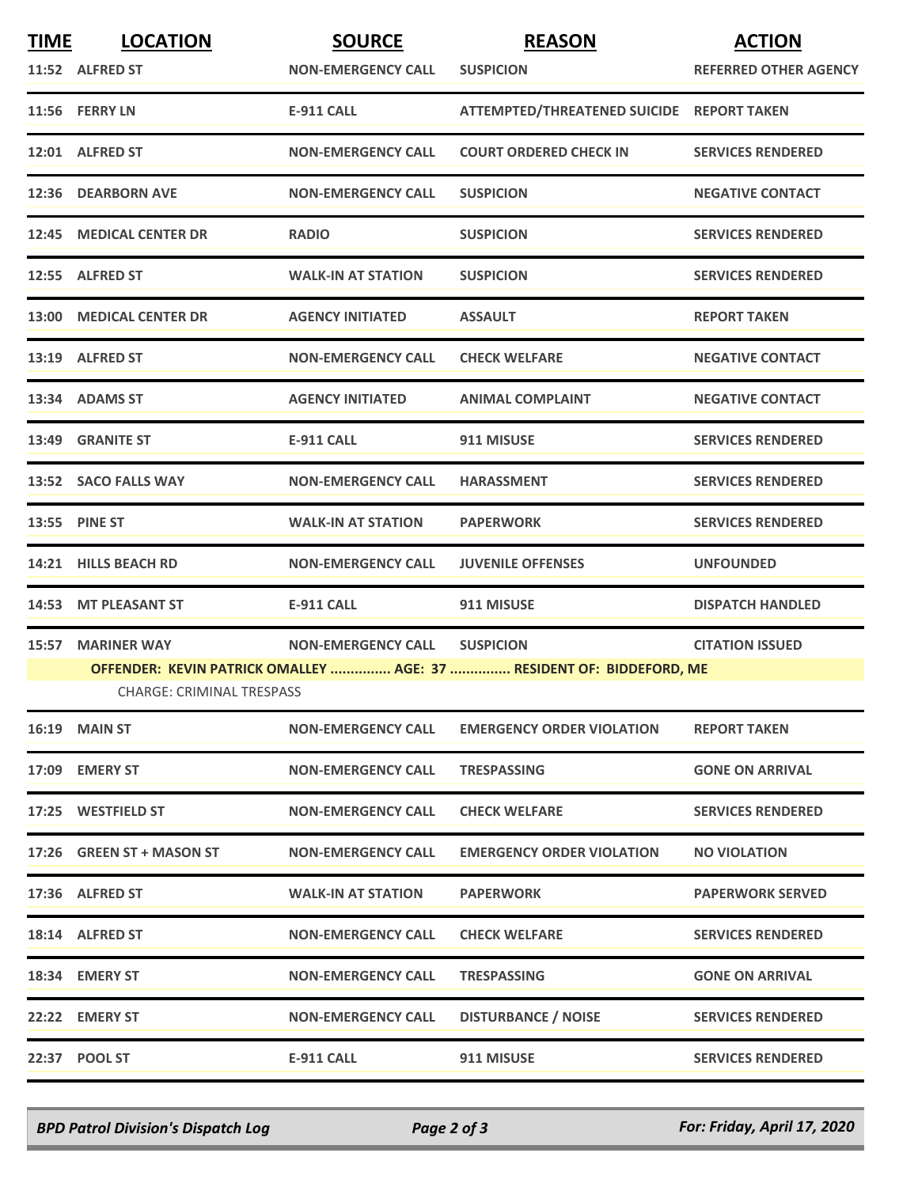| TIME | LOCATION | SOURCE | REASON | ACTION |
|---|---|---|---|---|
| 11:52 | ALFRED ST | NON-EMERGENCY CALL | SUSPICION | REFERRED OTHER AGENCY |
| 11:56 | FERRY LN | E-911 CALL | ATTEMPTED/THREATENED SUICIDE | REPORT TAKEN |
| 12:01 | ALFRED ST | NON-EMERGENCY CALL | COURT ORDERED CHECK IN | SERVICES RENDERED |
| 12:36 | DEARBORN AVE | NON-EMERGENCY CALL | SUSPICION | NEGATIVE CONTACT |
| 12:45 | MEDICAL CENTER DR | RADIO | SUSPICION | SERVICES RENDERED |
| 12:55 | ALFRED ST | WALK-IN AT STATION | SUSPICION | SERVICES RENDERED |
| 13:00 | MEDICAL CENTER DR | AGENCY INITIATED | ASSAULT | REPORT TAKEN |
| 13:19 | ALFRED ST | NON-EMERGENCY CALL | CHECK WELFARE | NEGATIVE CONTACT |
| 13:34 | ADAMS ST | AGENCY INITIATED | ANIMAL COMPLAINT | NEGATIVE CONTACT |
| 13:49 | GRANITE ST | E-911 CALL | 911 MISUSE | SERVICES RENDERED |
| 13:52 | SACO FALLS WAY | NON-EMERGENCY CALL | HARASSMENT | SERVICES RENDERED |
| 13:55 | PINE ST | WALK-IN AT STATION | PAPERWORK | SERVICES RENDERED |
| 14:21 | HILLS BEACH RD | NON-EMERGENCY CALL | JUVENILE OFFENSES | UNFOUNDED |
| 14:53 | MT PLEASANT ST | E-911 CALL | 911 MISUSE | DISPATCH HANDLED |
| 15:57 | MARINER WAY | NON-EMERGENCY CALL | SUSPICION | CITATION ISSUED |
| OFFENDER: KEVIN PATRICK OMALLEY ............... AGE: 37 ............... RESIDENT OF: BIDDEFORD, ME | | | | |
| CHARGE: CRIMINAL TRESPASS | | | | |
| 16:19 | MAIN ST | NON-EMERGENCY CALL | EMERGENCY ORDER VIOLATION | REPORT TAKEN |
| 17:09 | EMERY ST | NON-EMERGENCY CALL | TRESPASSING | GONE ON ARRIVAL |
| 17:25 | WESTFIELD ST | NON-EMERGENCY CALL | CHECK WELFARE | SERVICES RENDERED |
| 17:26 | GREEN ST + MASON ST | NON-EMERGENCY CALL | EMERGENCY ORDER VIOLATION | NO VIOLATION |
| 17:36 | ALFRED ST | WALK-IN AT STATION | PAPERWORK | PAPERWORK SERVED |
| 18:14 | ALFRED ST | NON-EMERGENCY CALL | CHECK WELFARE | SERVICES RENDERED |
| 18:34 | EMERY ST | NON-EMERGENCY CALL | TRESPASSING | GONE ON ARRIVAL |
| 22:22 | EMERY ST | NON-EMERGENCY CALL | DISTURBANCE / NOISE | SERVICES RENDERED |
| 22:37 | POOL ST | E-911 CALL | 911 MISUSE | SERVICES RENDERED |

*BPD Patrol Division's Dispatch Log* — *For: Friday, April 17, 2020*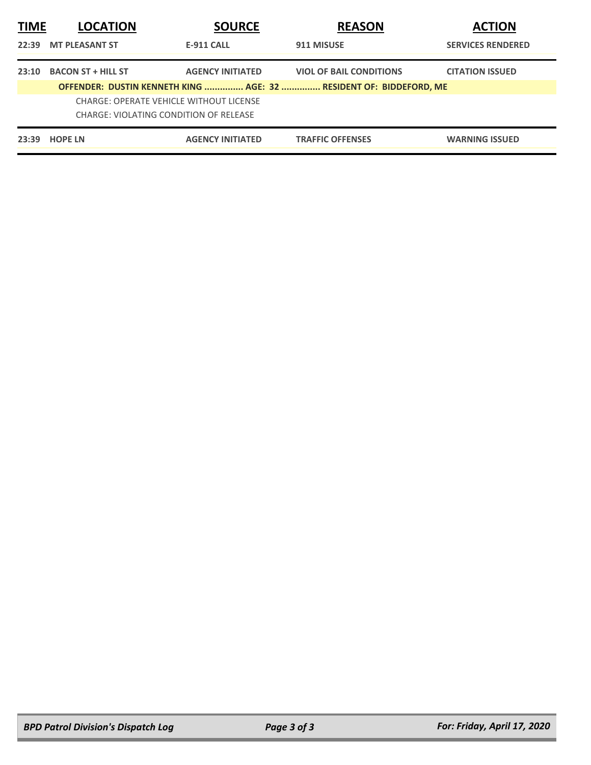| TIME | LOCATION | SOURCE | REASON | ACTION |
|---|---|---|---|---|
| 22:39 | MT PLEASANT ST | E-911 CALL | 911 MISUSE | SERVICES RENDERED |
| 23:10 | BACON ST + HILL ST | AGENCY INITIATED | VIOL OF BAIL CONDITIONS | CITATION ISSUED |
| | OFFENDER: DUSTIN KENNETH KING ............... AGE: 32 ............... RESIDENT OF: BIDDEFORD, ME | | | |
| | CHARGE: OPERATE VEHICLE WITHOUT LICENSE | | | |
| | CHARGE: VIOLATING CONDITION OF RELEASE | | | |
| 23:39 | HOPE LN | AGENCY INITIATED | TRAFFIC OFFENSES | WARNING ISSUED |